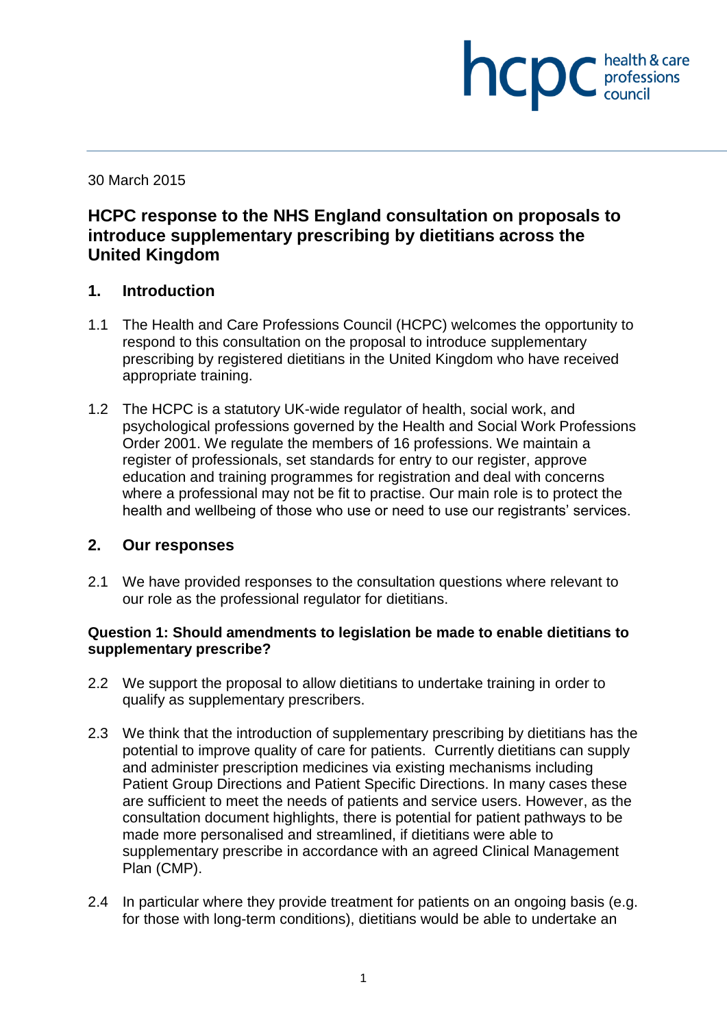30 March 2015

# HCPC response to the NHS England consultation on proposals to introduce supplementary prescribing by dietitians across the United Kingdom

## 1. Introduction

1.1 The Health and Care Professions Council (HCPC) welcomes the opportunity to respond to this consultation on the proposal to introduce supplementary prescribing by registered dietitians in the United Kingdom who have received appropriate training.

1.2 The HCPC is a statutory UK-wide regulator of health, social work, and psychological professions governed by the Health and Social Work Professions Order 2001. We regulate the members of 16 professions. We maintain a register of professionals, set standards for entry to our register, approve education and training programmes for registration and deal with concerns where a professional may not be fit to practise. Our main role is to protect the health and wellbeing of those who use or need to use our registrants' services.

## 2. Our responses

2.1 We have provided responses to the consultation questions where relevant to our role as the professional regulator for dietitians.

**Question 1: Should amendments to legislation be made to enable dietitians to supplementary prescribe?**

2.2 We support the proposal to allow dietitians to undertake training in order to qualify as supplementary prescribers.

2.3 We think that the introduction of supplementary prescribing by dietitians has the potential to improve quality of care for patients. Currently dietitians can supply and administer prescription medicines via existing mechanisms including Patient Group Directions and Patient Specific Directions. In many cases these are sufficient to meet the needs of patients and service users. However, as the consultation document highlights, there is potential for patient pathways to be made more personalised and streamlined, if dietitians were able to supplementary prescribe in accordance with an agreed Clinical Management Plan (CMP).

2.4 In particular where they provide treatment for patients on an ongoing basis (e.g. for those with long-term conditions), dietitians would be able to undertake an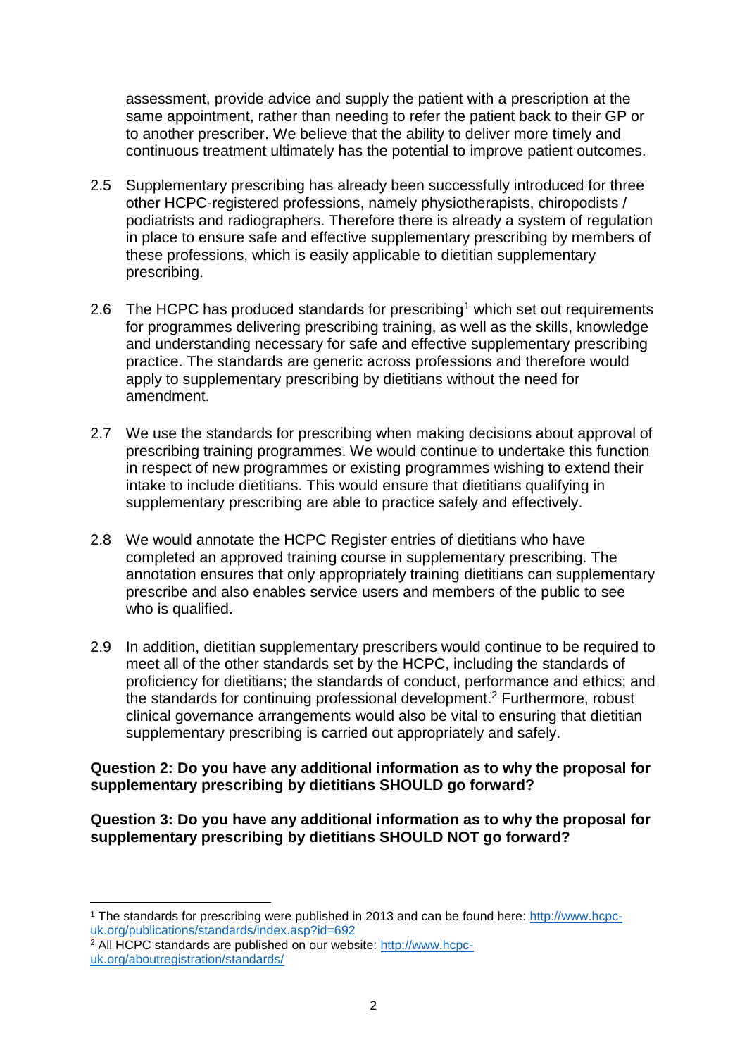assessment, provide advice and supply the patient with a prescription at the same appointment, rather than needing to refer the patient back to their GP or to another prescriber. We believe that the ability to deliver more timely and continuous treatment ultimately has the potential to improve patient outcomes.

2.5 Supplementary prescribing has already been successfully introduced for three other HCPC-registered professions, namely physiotherapists, chiropodists / podiatrists and radiographers. Therefore there is already a system of regulation in place to ensure safe and effective supplementary prescribing by members of these professions, which is easily applicable to dietitian supplementary prescribing.

2.6 The HCPC has produced standards for prescribing[1] which set out requirements for programmes delivering prescribing training, as well as the skills, knowledge and understanding necessary for safe and effective supplementary prescribing practice. The standards are generic across professions and therefore would apply to supplementary prescribing by dietitians without the need for amendment.

2.7 We use the standards for prescribing when making decisions about approval of prescribing training programmes. We would continue to undertake this function in respect of new programmes or existing programmes wishing to extend their intake to include dietitians. This would ensure that dietitians qualifying in supplementary prescribing are able to practice safely and effectively.

2.8 We would annotate the HCPC Register entries of dietitians who have completed an approved training course in supplementary prescribing. The annotation ensures that only appropriately training dietitians can supplementary prescribe and also enables service users and members of the public to see who is qualified.

2.9 In addition, dietitian supplementary prescribers would continue to be required to meet all of the other standards set by the HCPC, including the standards of proficiency for dietitians; the standards of conduct, performance and ethics; and the standards for continuing professional development.[2] Furthermore, robust clinical governance arrangements would also be vital to ensuring that dietitian supplementary prescribing is carried out appropriately and safely.

**Question 2: Do you have any additional information as to why the proposal for supplementary prescribing by dietitians SHOULD go forward?**

**Question 3: Do you have any additional information as to why the proposal for supplementary prescribing by dietitians SHOULD NOT go forward?**

---

[1] The standards for prescribing were published in 2013 and can be found here: http://www.hcpc-uk.org/publications/standards/index.asp?id=692

[2] All HCPC standards are published on our website: http://www.hcpc-uk.org/aboutregistration/standards/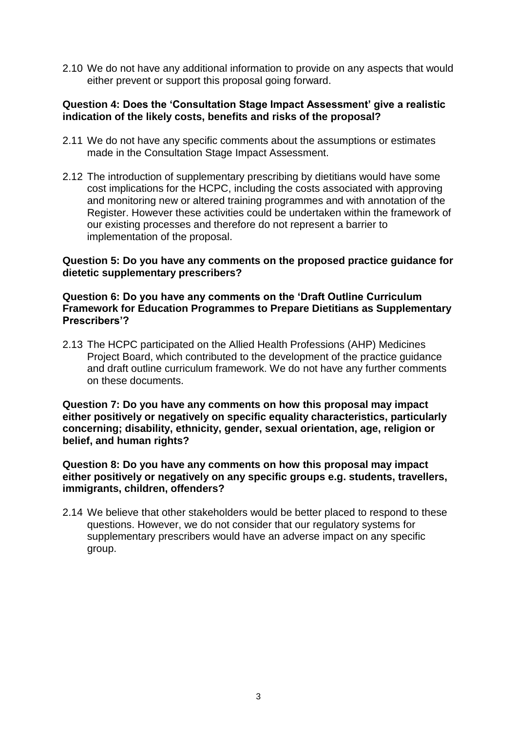2.10 We do not have any additional information to provide on any aspects that would either prevent or support this proposal going forward.

**Question 4: Does the 'Consultation Stage Impact Assessment' give a realistic indication of the likely costs, benefits and risks of the proposal?**

2.11 We do not have any specific comments about the assumptions or estimates made in the Consultation Stage Impact Assessment.

2.12 The introduction of supplementary prescribing by dietitians would have some cost implications for the HCPC, including the costs associated with approving and monitoring new or altered training programmes and with annotation of the Register. However these activities could be undertaken within the framework of our existing processes and therefore do not represent a barrier to implementation of the proposal.

**Question 5: Do you have any comments on the proposed practice guidance for dietetic supplementary prescribers?**

**Question 6: Do you have any comments on the 'Draft Outline Curriculum Framework for Education Programmes to Prepare Dietitians as Supplementary Prescribers'?**

2.13 The HCPC participated on the Allied Health Professions (AHP) Medicines Project Board, which contributed to the development of the practice guidance and draft outline curriculum framework. We do not have any further comments on these documents.

**Question 7: Do you have any comments on how this proposal may impact either positively or negatively on specific equality characteristics, particularly concerning; disability, ethnicity, gender, sexual orientation, age, religion or belief, and human rights?**

**Question 8: Do you have any comments on how this proposal may impact either positively or negatively on any specific groups e.g. students, travellers, immigrants, children, offenders?**

2.14 We believe that other stakeholders would be better placed to respond to these questions. However, we do not consider that our regulatory systems for supplementary prescribers would have an adverse impact on any specific group.